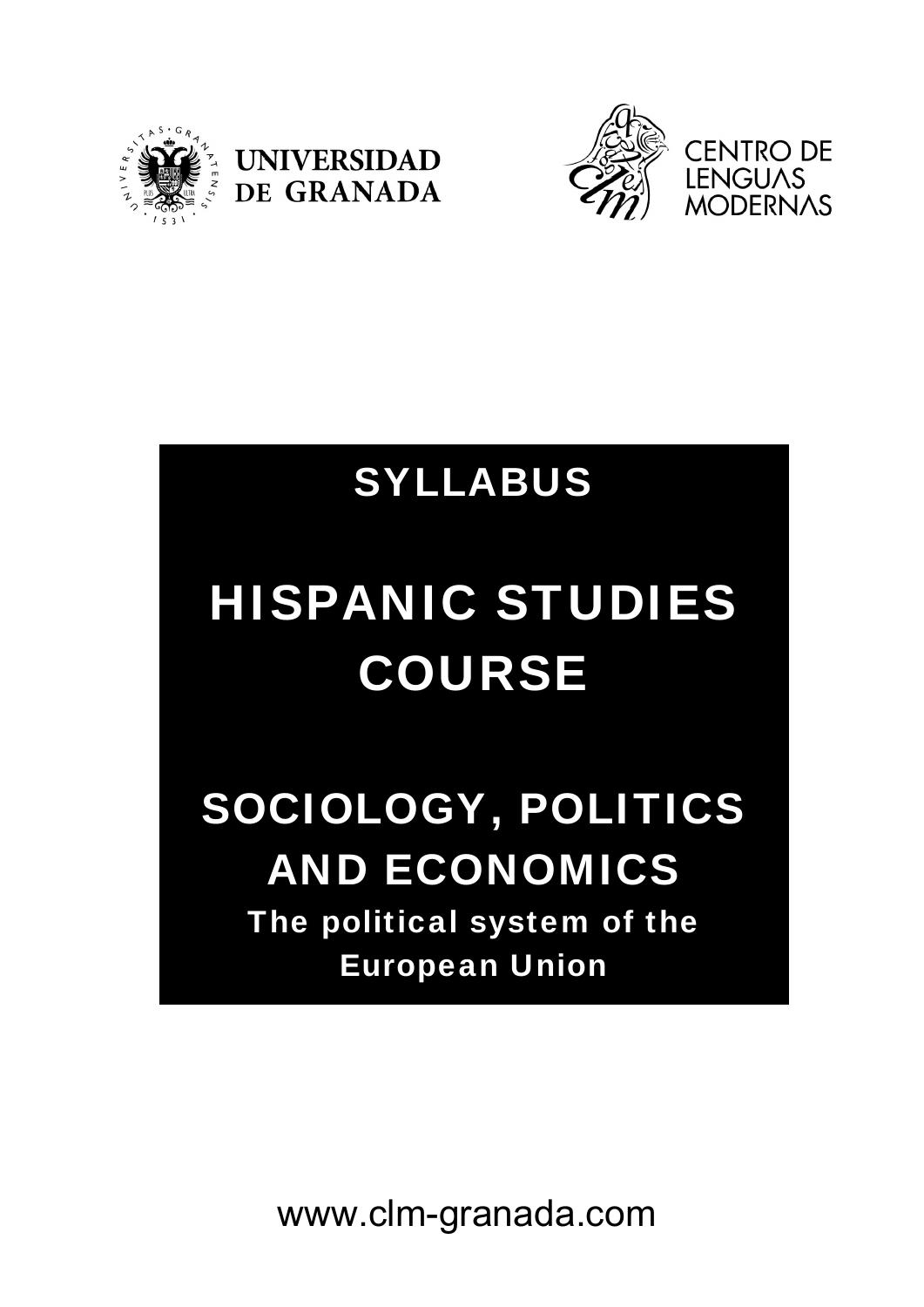UNIVERSIDAD DE GRANADA

CENTRO DE LENGUAS MODERNAS

# SYLLABUS

# HISPANIC STUDIES COURSE

## SOCIOLOGY, POLITICS AND ECONOMICS

### The political system of the European Union

www.clm-granada.com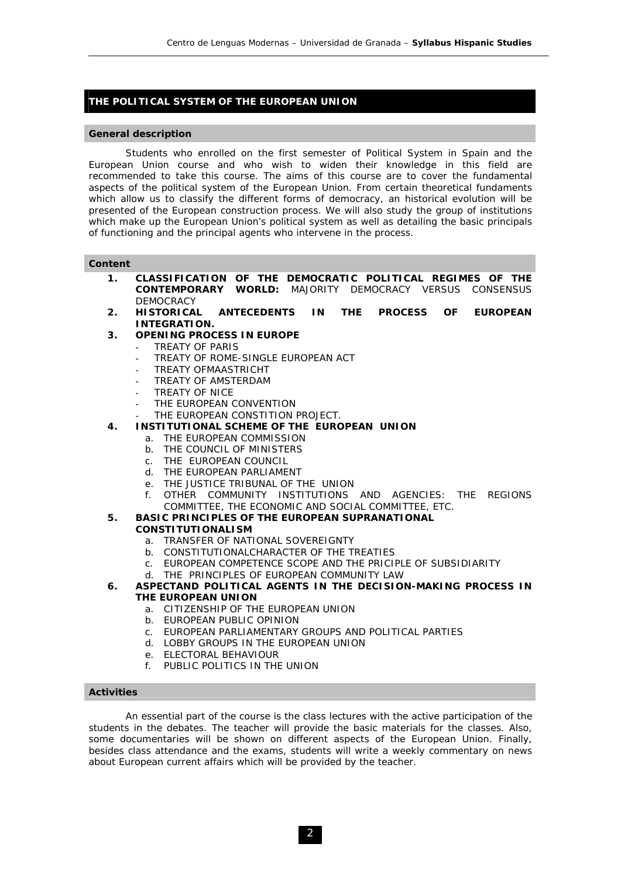## THE POLITICAL SYSTEM OF THE EUROPEAN UNION

### General description

Students who enrolled on the first semester of Political System in Spain and the European Union course and who wish to widen their knowledge in this field are recommended to take this course. The aims of this course are to cover the fundamental aspects of the political system of the European Union. From certain theoretical fundaments which allow us to classify the different forms of democracy, an historical evolution will be presented of the European construction process. We will also study the group of institutions which make up the European Union's political system as well as detailing the basic principals of functioning and the principal agents who intervene in the process.

### Content

1. **CLASSIFICATION OF THE DEMOCRATIC POLITICAL REGIMES OF THE CONTEMPORARY WORLD:** MAJORITY DEMOCRACY VERSUS CONSENSUS DEMOCRACY
2. **HISTORICAL ANTECEDENTS IN THE PROCESS OF EUROPEAN INTEGRATION.**
3. **OPENING PROCESS IN EUROPE**
   - TREATY OF PARIS
   - TREATY OF ROME-SINGLE EUROPEAN ACT
   - TREATY OFMAASTRICHT
   - TREATY OF AMSTERDAM
   - TREATY OF NICE
   - THE EUROPEAN CONVENTION
   - THE EUROPEAN CONSTITION PROJECT.
4. **INSTITUTIONAL SCHEME OF THE EUROPEAN UNION**
   a. THE EUROPEAN COMMISSION
   b. THE COUNCIL OF MINISTERS
   c. THE EUROPEAN COUNCIL
   d. THE EUROPEAN PARLIAMENT
   e. THE JUSTICE TRIBUNAL OF THE UNION
   f. OTHER COMMUNITY INSTITUTIONS AND AGENCIES: THE REGIONS COMMITTEE, THE ECONOMIC AND SOCIAL COMMITTEE, ETC.
5. **BASIC PRINCIPLES OF THE EUROPEAN SUPRANATIONAL CONSTITUTIONALISM**
   a. TRANSFER OF NATIONAL SOVEREIGNTY
   b. CONSTITUTIONALCHARACTER OF THE TREATIES
   c. EUROPEAN COMPETENCE SCOPE AND THE PRICIPLE OF SUBSIDIARITY
   d. THE PRINCIPLES OF EUROPEAN COMMUNITY LAW
6. **ASPECTAND POLITICAL AGENTS IN THE DECISION-MAKING PROCESS IN THE EUROPEAN UNION**
   a. CITIZENSHIP OF THE EUROPEAN UNION
   b. EUROPEAN PUBLIC OPINION
   c. EUROPEAN PARLIAMENTARY GROUPS AND POLITICAL PARTIES
   d. LOBBY GROUPS IN THE EUROPEAN UNION
   e. ELECTORAL BEHAVIOUR
   f. PUBLIC POLITICS IN THE UNION

### Activities

An essential part of the course is the class lectures with the active participation of the students in the debates. The teacher will provide the basic materials for the classes. Also, some documentaries will be shown on different aspects of the European Union. Finally, besides class attendance and the exams, students will write a weekly commentary on news about European current affairs which will be provided by the teacher.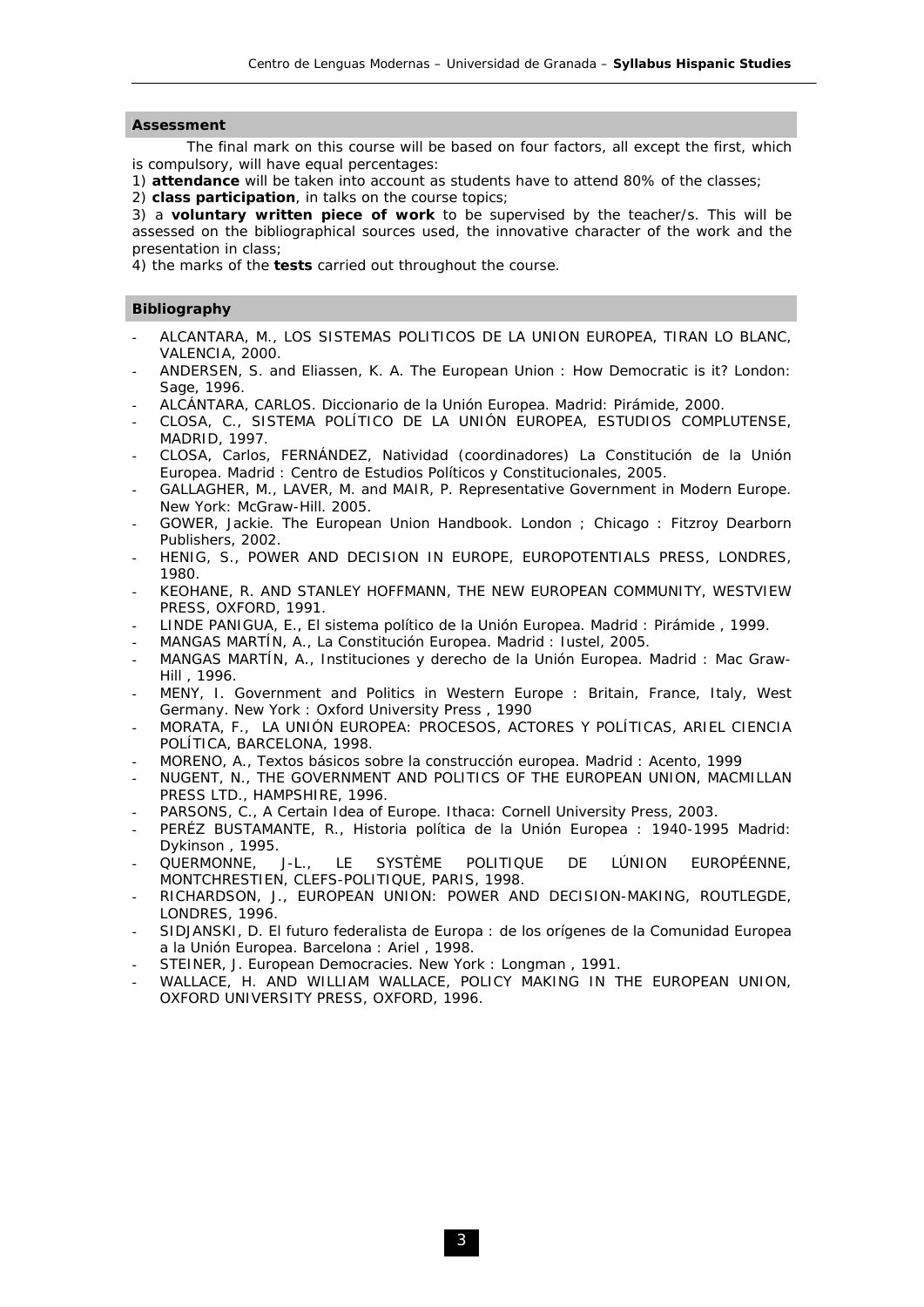## Assessment

The final mark on this course will be based on four factors, all except the first, which is compulsory, will have equal percentages:

1) **attendance** will be taken into account as students have to attend 80% of the classes;
2) **class participation**, in talks on the course topics;
3) a **voluntary written piece of work** to be supervised by the teacher/s. This will be assessed on the bibliographical sources used, the innovative character of the work and the presentation in class;
4) the marks of the **tests** carried out throughout the course.

## Bibliography

- ALCANTARA, M., LOS SISTEMAS POLITICOS DE LA UNION EUROPEA, TIRAN LO BLANC, VALENCIA, 2000.
- ANDERSEN, S. and Eliassen, K. A. The European Union : How Democratic is it? London: Sage, 1996.
- ALCÁNTARA, CARLOS. Diccionario de la Unión Europea. Madrid: Pirámide, 2000.
- CLOSA, C., SISTEMA POLÍTICO DE LA UNIÓN EUROPEA, ESTUDIOS COMPLUTENSE, MADRID, 1997.
- CLOSA, Carlos, FERNÁNDEZ, Natividad (coordinadores) La Constitución de la Unión Europea. Madrid : Centro de Estudios Políticos y Constitucionales, 2005.
- GALLAGHER, M., LAVER, M. and MAIR, P. Representative Government in Modern Europe. New York: McGraw-Hill. 2005.
- GOWER, Jackie. The European Union Handbook. London ; Chicago : Fitzroy Dearborn Publishers, 2002.
- HENIG, S., POWER AND DECISION IN EUROPE, EUROPOTENTIALS PRESS, LONDRES, 1980.
- KEOHANE, R. AND STANLEY HOFFMANN, THE NEW EUROPEAN COMMUNITY, WESTVIEW PRESS, OXFORD, 1991.
- LINDE PANIGUA, E., El sistema político de la Unión Europea. Madrid : Pirámide , 1999.
- MANGAS MARTÍN, A., La Constitución Europea. Madrid : Iustel, 2005.
- MANGAS MARTÍN, A., Instituciones y derecho de la Unión Europea. Madrid : Mac Graw-Hill , 1996.
- MENY, I. Government and Politics in Western Europe : Britain, France, Italy, West Germany. New York : Oxford University Press , 1990
- MORATA, F., LA UNIÓN EUROPEA: PROCESOS, ACTORES Y POLÍTICAS, ARIEL CIENCIA POLÍTICA, BARCELONA, 1998.
- MORENO, A., Textos básicos sobre la construcción europea. Madrid : Acento, 1999
- NUGENT, N., THE GOVERNMENT AND POLITICS OF THE EUROPEAN UNION, MACMILLAN PRESS LTD., HAMPSHIRE, 1996.
- PARSONS, C., A Certain Idea of Europe. Ithaca: Cornell University Press, 2003.
- PERÉZ BUSTAMANTE, R., Historia política de la Unión Europea : 1940-1995 Madrid: Dykinson , 1995.
- QUERMONNE, J-L., LE SYSTÈME POLITIQUE DE LÚNION EUROPÉENNE, MONTCHRESTIEN, CLEFS-POLITIQUE, PARIS, 1998.
- RICHARDSON, J., EUROPEAN UNION: POWER AND DECISION-MAKING, ROUTLEGDE, LONDRES, 1996.
- SIDJANSKI, D. El futuro federalista de Europa : de los orígenes de la Comunidad Europea a la Unión Europea. Barcelona : Ariel , 1998.
- STEINER, J. European Democracies. New York : Longman , 1991.
- WALLACE, H. AND WILLIAM WALLACE, POLICY MAKING IN THE EUROPEAN UNION, OXFORD UNIVERSITY PRESS, OXFORD, 1996.